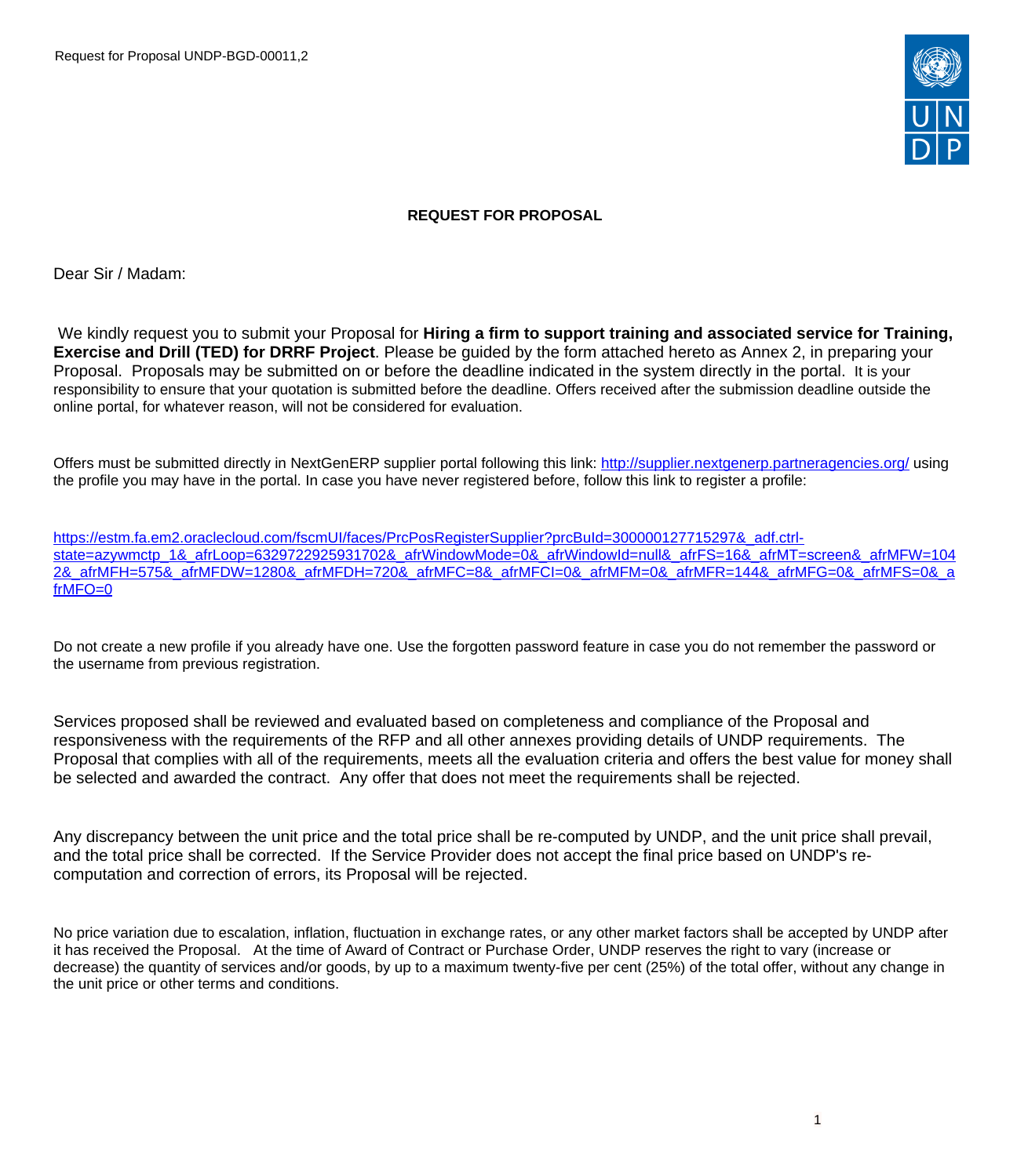Request for Proposal UNDP-BGD-00011,2

## REQUEST FOR PROPOSAL

Dear Sir / Madam:

We kindly request you to submit your Proposal for **Hiring a firm to support training and associated service for Training, Exercise and Drill (TED) for DRRF Project**. Please be guided by the form attached hereto as Annex 2, in preparing your Proposal. Proposals may be submitted on or before the deadline indicated in the system directly in the portal. It is your responsibility to ensure that your quotation is submitted before the deadline. Offers received after the submission deadline outside the online portal, for whatever reason, will not be considered for evaluation.

Offers must be submitted directly in NextGenERP supplier portal following this link: http://supplier.nextgenerp.partneragencies.org/ using the profile you may have in the portal. In case you have never registered before, follow this link to register a profile:

https://estm.fa.em2.oraclecloud.com/fscmUI/faces/PrcPosRegisterSupplier?prcBuId=300000127715297&_adf.ctrl-state=azywmctp_1&_afrLoop=6329722925931702&_afrWindowMode=0&_afrWindowId=null&_afrFS=16&_afrMT=screen&_afrMFW=1042&_afrMFH=575&_afrMFDW=1280&_afrMFDH=720&_afrMFC=8&_afrMFCI=0&_afrMFM=0&_afrMFR=144&_afrMFG=0&_afrMFS=0&_afrMFO=0

Do not create a new profile if you already have one. Use the forgotten password feature in case you do not remember the password or the username from previous registration.

Services proposed shall be reviewed and evaluated based on completeness and compliance of the Proposal and responsiveness with the requirements of the RFP and all other annexes providing details of UNDP requirements. The Proposal that complies with all of the requirements, meets all the evaluation criteria and offers the best value for money shall be selected and awarded the contract. Any offer that does not meet the requirements shall be rejected.

Any discrepancy between the unit price and the total price shall be re-computed by UNDP, and the unit price shall prevail, and the total price shall be corrected. If the Service Provider does not accept the final price based on UNDP's re-computation and correction of errors, its Proposal will be rejected.

No price variation due to escalation, inflation, fluctuation in exchange rates, or any other market factors shall be accepted by UNDP after it has received the Proposal. At the time of Award of Contract or Purchase Order, UNDP reserves the right to vary (increase or decrease) the quantity of services and/or goods, by up to a maximum twenty-five per cent (25%) of the total offer, without any change in the unit price or other terms and conditions.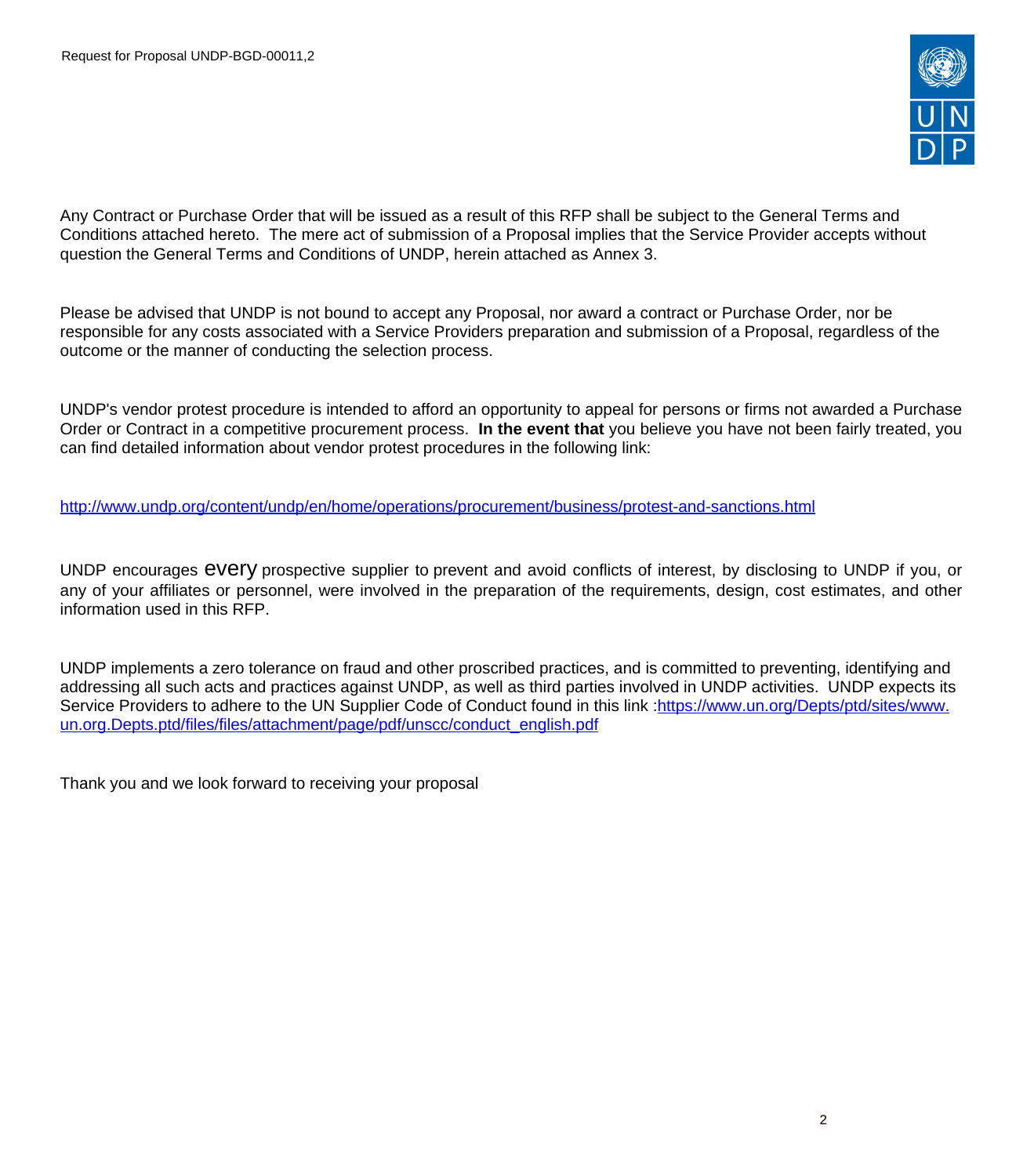Any Contract or Purchase Order that will be issued as a result of this RFP shall be subject to the General Terms and Conditions attached hereto. The mere act of submission of a Proposal implies that the Service Provider accepts without question the General Terms and Conditions of UNDP, herein attached as Annex 3.

Please be advised that UNDP is not bound to accept any Proposal, nor award a contract or Purchase Order, nor be responsible for any costs associated with a Service Providers preparation and submission of a Proposal, regardless of the outcome or the manner of conducting the selection process.

UNDP's vendor protest procedure is intended to afford an opportunity to appeal for persons or firms not awarded a Purchase Order or Contract in a competitive procurement process. **In the event that** you believe you have not been fairly treated, you can find detailed information about vendor protest procedures in the following link:

http://www.undp.org/content/undp/en/home/operations/procurement/business/protest-and-sanctions.html

UNDP encourages every prospective supplier to prevent and avoid conflicts of interest, by disclosing to UNDP if you, or any of your affiliates or personnel, were involved in the preparation of the requirements, design, cost estimates, and other information used in this RFP.

UNDP implements a zero tolerance on fraud and other proscribed practices, and is committed to preventing, identifying and addressing all such acts and practices against UNDP, as well as third parties involved in UNDP activities. UNDP expects its Service Providers to adhere to the UN Supplier Code of Conduct found in this link :https://www.un.org/Depts/ptd/sites/www.un.org.Depts.ptd/files/files/attachment/page/pdf/unscc/conduct_english.pdf

Thank you and we look forward to receiving your proposal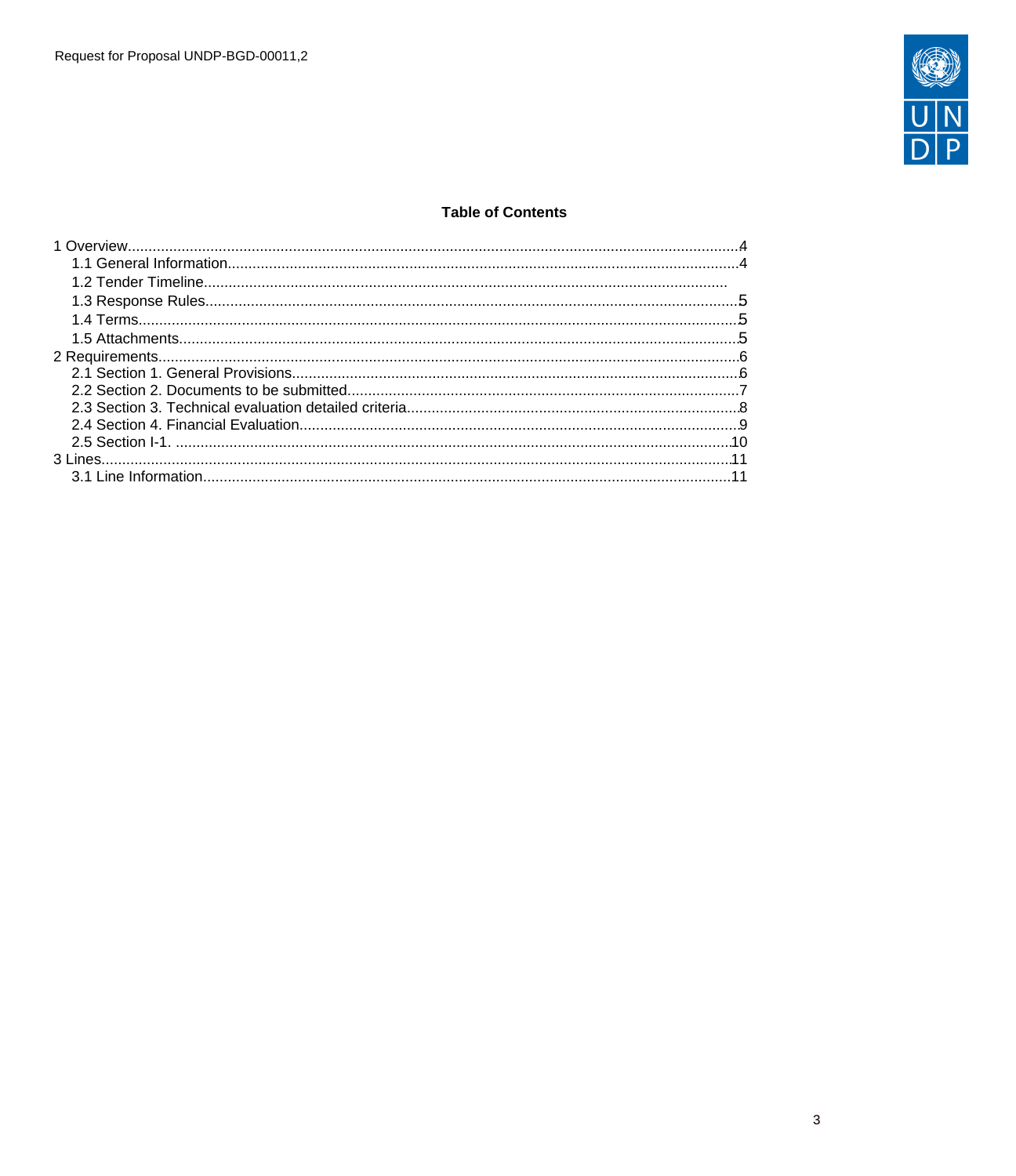**Table of Contents**

1 Overview....................................................................................................................................4
  1.1 General Information..............................................................................................................4
  1.2 Tender Timeline...................................................................................................................
  1.3 Response Rules....................................................................................................................5
  1.4 Terms....................................................................................................................................5
  1.5 Attachments..........................................................................................................................5
2 Requirements..............................................................................................................................6
  2.1 Section 1. General Provisions...............................................................................................6
  2.2 Section 2. Documents to be submitted..................................................................................7
  2.3 Section 3. Technical evaluation detailed criteria....................................................................8
  2.4 Section 4. Financial Evaluation.............................................................................................9
  2.5 Section I-1. .........................................................................................................................10
3 Lines..........................................................................................................................................11
  3.1 Line Information...................................................................................................................11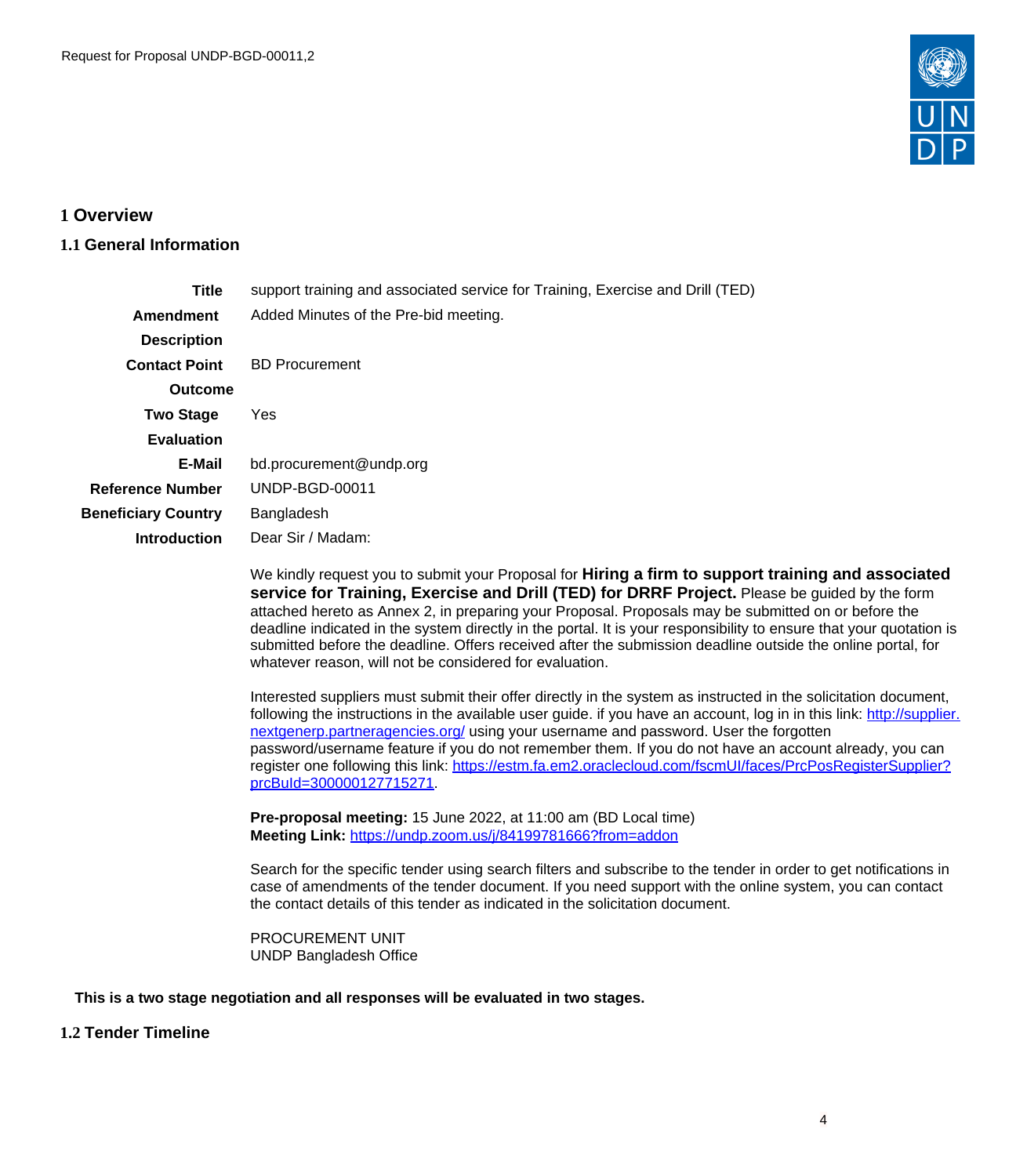# 1 Overview

## 1.1 General Information

| | |
|---|---|
| **Title** | support training and associated service for Training, Exercise and Drill (TED) |
| **Amendment Description** | Added Minutes of the Pre-bid meeting. |
| **Contact Point Outcome** | BD Procurement |
| **Two Stage Evaluation** | Yes |
| **E-Mail** | bd.procurement@undp.org |
| **Reference Number** | UNDP-BGD-00011 |
| **Beneficiary Country** | Bangladesh |
| **Introduction** | Dear Sir / Madam: |

We kindly request you to submit your Proposal for **Hiring a firm to support training and associated service for Training, Exercise and Drill (TED) for DRRF Project.** Please be guided by the form attached hereto as Annex 2, in preparing your Proposal. Proposals may be submitted on or before the deadline indicated in the system directly in the portal. It is your responsibility to ensure that your quotation is submitted before the deadline. Offers received after the submission deadline outside the online portal, for whatever reason, will not be considered for evaluation.

Interested suppliers must submit their offer directly in the system as instructed in the solicitation document, following the instructions in the available user guide. if you have an account, log in in this link: [http://supplier.nextgenerp.partneragencies.org/](http://supplier.nextgenerp.partneragencies.org/) using your username and password. User the forgotten password/username feature if you do not remember them. If you do not have an account already, you can register one following this link: [https://estm.fa.em2.oraclecloud.com/fscmUI/faces/PrcPosRegisterSupplier?prcBuId=300000127715271](https://estm.fa.em2.oraclecloud.com/fscmUI/faces/PrcPosRegisterSupplier?prcBuId=300000127715271).

**Pre-proposal meeting:** 15 June 2022, at 11:00 am (BD Local time)
**Meeting Link:** [https://undp.zoom.us/j/84199781666?from=addon](https://undp.zoom.us/j/84199781666?from=addon)

Search for the specific tender using search filters and subscribe to the tender in order to get notifications in case of amendments of the tender document. If you need support with the online system, you can contact the contact details of this tender as indicated in the solicitation document.

PROCUREMENT UNIT
UNDP Bangladesh Office

**This is a two stage negotiation and all responses will be evaluated in two stages.**

## 1.2 Tender Timeline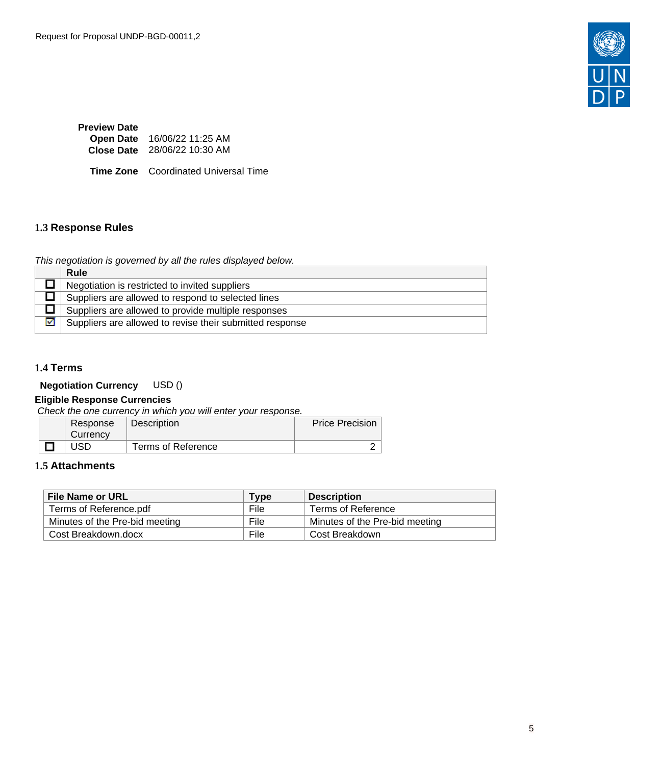**Preview Date**
**Open Date** 16/06/22 11:25 AM
**Close Date** 28/06/22 10:30 AM

**Time Zone** Coordinated Universal Time

### 1.3 Response Rules

*This negotiation is governed by all the rules displayed below.*

| | Rule |
|---|---|
| ☐ | Negotiation is restricted to invited suppliers |
| ☐ | Suppliers are allowed to respond to selected lines |
| ☐ | Suppliers are allowed to provide multiple responses |
| ☑ | Suppliers are allowed to revise their submitted response |

### 1.4 Terms

**Negotiation Currency** USD ()

**Eligible Response Currencies**

*Check the one currency in which you will enter your response.*

| | Response Currency | Description | Price Precision |
|---|---|---|---|
| ☐ | USD | Terms of Reference | 2 |

### 1.5 Attachments

| File Name or URL | Type | Description |
|---|---|---|
| Terms of Reference.pdf | File | Terms of Reference |
| Minutes of the Pre-bid meeting | File | Minutes of the Pre-bid meeting |
| Cost Breakdown.docx | File | Cost Breakdown |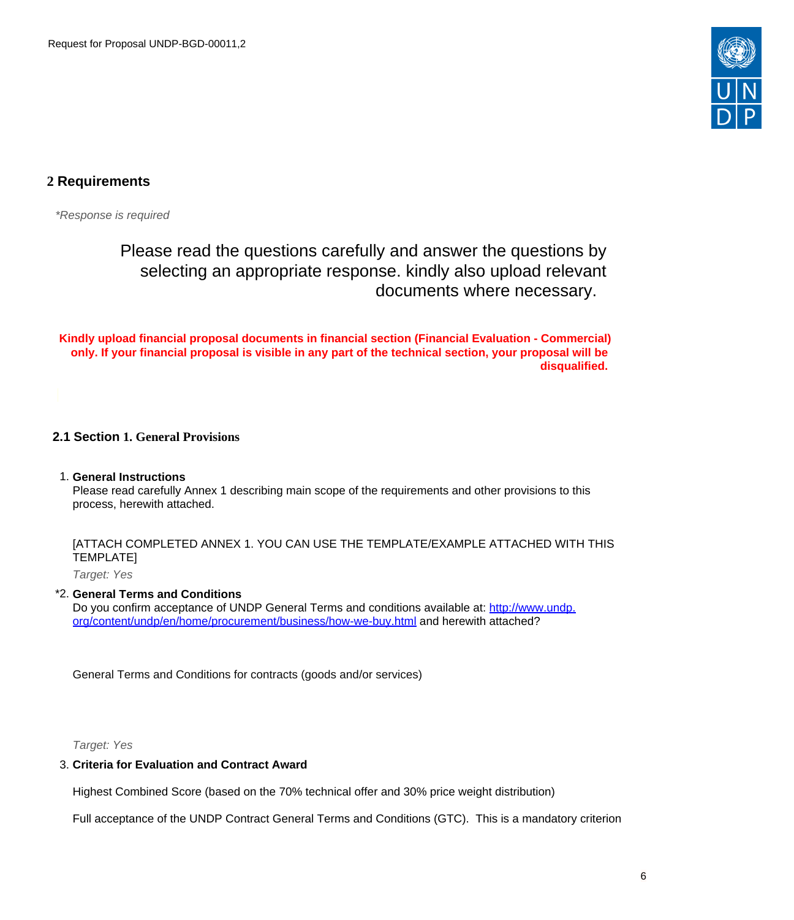## 2 Requirements

*\*Response is required*

Please read the questions carefully and answer the questions by selecting an appropriate response. kindly also upload relevant documents where necessary.

**Kindly upload financial proposal documents in financial section (Financial Evaluation - Commercial) only. If your financial proposal is visible in any part of the technical section, your proposal will be disqualified.**

### 2.1 Section 1. General Provisions

1. **General Instructions**
   Please read carefully Annex 1 describing main scope of the requirements and other provisions to this process, herewith attached.

   [ATTACH COMPLETED ANNEX 1. YOU CAN USE THE TEMPLATE/EXAMPLE ATTACHED WITH THIS TEMPLATE]

   *Target: Yes*

*2. **General Terms and Conditions**
   Do you confirm acceptance of UNDP General Terms and conditions available at: [http://www.undp.org/content/undp/en/home/procurement/business/how-we-buy.html](http://www.undp.org/content/undp/en/home/procurement/business/how-we-buy.html) and herewith attached?

   General Terms and Conditions for contracts (goods and/or services)

   *Target: Yes*

3. **Criteria for Evaluation and Contract Award**

   Highest Combined Score (based on the 70% technical offer and 30% price weight distribution)

   Full acceptance of the UNDP Contract General Terms and Conditions (GTC). This is a mandatory criterion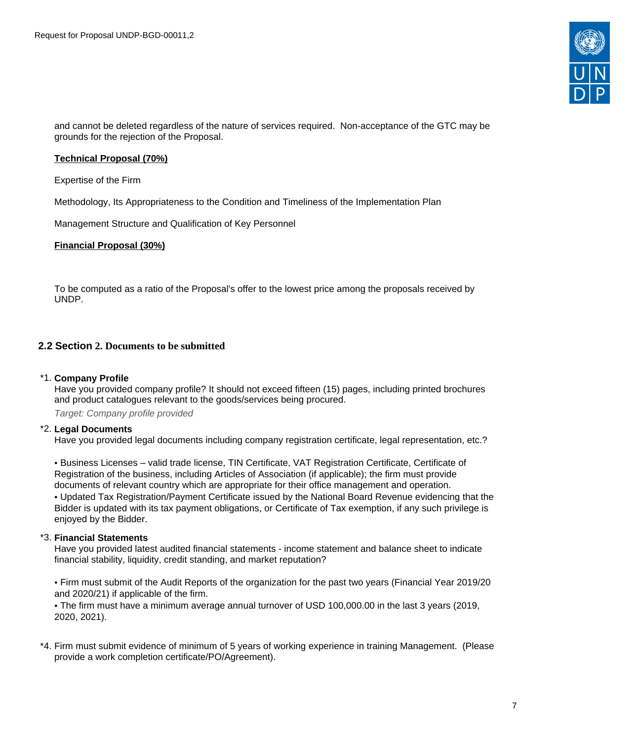and cannot be deleted regardless of the nature of services required. Non-acceptance of the GTC may be grounds for the rejection of the Proposal.

**Technical Proposal (70%)**

Expertise of the Firm

Methodology, Its Appropriateness to the Condition and Timeliness of the Implementation Plan

Management Structure and Qualification of Key Personnel

**Financial Proposal (30%)**

To be computed as a ratio of the Proposal's offer to the lowest price among the proposals received by UNDP.

## 2.2 Section 2. Documents to be submitted

*1. **Company Profile**
Have you provided company profile? It should not exceed fifteen (15) pages, including printed brochures and product catalogues relevant to the goods/services being procured.

*Target: Company profile provided*

*2. **Legal Documents**
Have you provided legal documents including company registration certificate, legal representation, etc.?

• Business Licenses – valid trade license, TIN Certificate, VAT Registration Certificate, Certificate of Registration of the business, including Articles of Association (if applicable); the firm must provide documents of relevant country which are appropriate for their office management and operation.
• Updated Tax Registration/Payment Certificate issued by the National Board Revenue evidencing that the Bidder is updated with its tax payment obligations, or Certificate of Tax exemption, if any such privilege is enjoyed by the Bidder.

*3. **Financial Statements**
Have you provided latest audited financial statements - income statement and balance sheet to indicate financial stability, liquidity, credit standing, and market reputation?

• Firm must submit of the Audit Reports of the organization for the past two years (Financial Year 2019/20 and 2020/21) if applicable of the firm.
• The firm must have a minimum average annual turnover of USD 100,000.00 in the last 3 years (2019, 2020, 2021).

*4. Firm must submit evidence of minimum of 5 years of working experience in training Management. (Please provide a work completion certificate/PO/Agreement).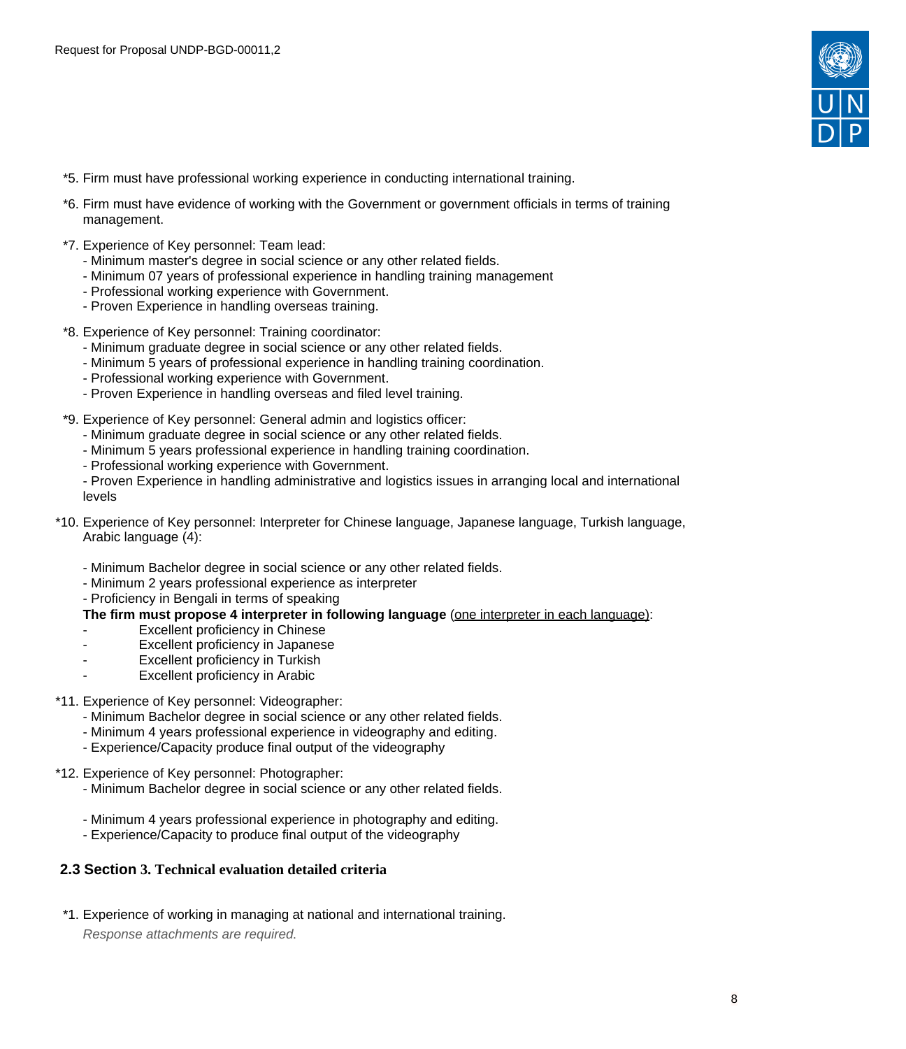*5. Firm must have professional working experience in conducting international training.

*6. Firm must have evidence of working with the Government or government officials in terms of training management.

*7. Experience of Key personnel: Team lead:
- Minimum master's degree in social science or any other related fields.
- Minimum 07 years of professional experience in handling training management
- Professional working experience with Government.
- Proven Experience in handling overseas training.

*8. Experience of Key personnel: Training coordinator:
- Minimum graduate degree in social science or any other related fields.
- Minimum 5 years of professional experience in handling training coordination.
- Professional working experience with Government.
- Proven Experience in handling overseas and filed level training.

*9. Experience of Key personnel: General admin and logistics officer:
- Minimum graduate degree in social science or any other related fields.
- Minimum 5 years professional experience in handling training coordination.
- Professional working experience with Government.
- Proven Experience in handling administrative and logistics issues in arranging local and international levels

*10. Experience of Key personnel: Interpreter for Chinese language, Japanese language, Turkish language, Arabic language (4):

- Minimum Bachelor degree in social science or any other related fields.
- Minimum 2 years professional experience as interpreter
- Proficiency in Bengali in terms of speaking

**The firm must propose 4 interpreter in following language** (one interpreter in each language):
- Excellent proficiency in Chinese
- Excellent proficiency in Japanese
- Excellent proficiency in Turkish
- Excellent proficiency in Arabic

*11. Experience of Key personnel: Videographer:
- Minimum Bachelor degree in social science or any other related fields.
- Minimum 4 years professional experience in videography and editing.
- Experience/Capacity produce final output of the videography

*12. Experience of Key personnel: Photographer:
- Minimum Bachelor degree in social science or any other related fields.

- Minimum 4 years professional experience in photography and editing.
- Experience/Capacity to produce final output of the videography

## 2.3 Section 3. Technical evaluation detailed criteria

*1. Experience of working in managing at national and international training.

*Response attachments are required.*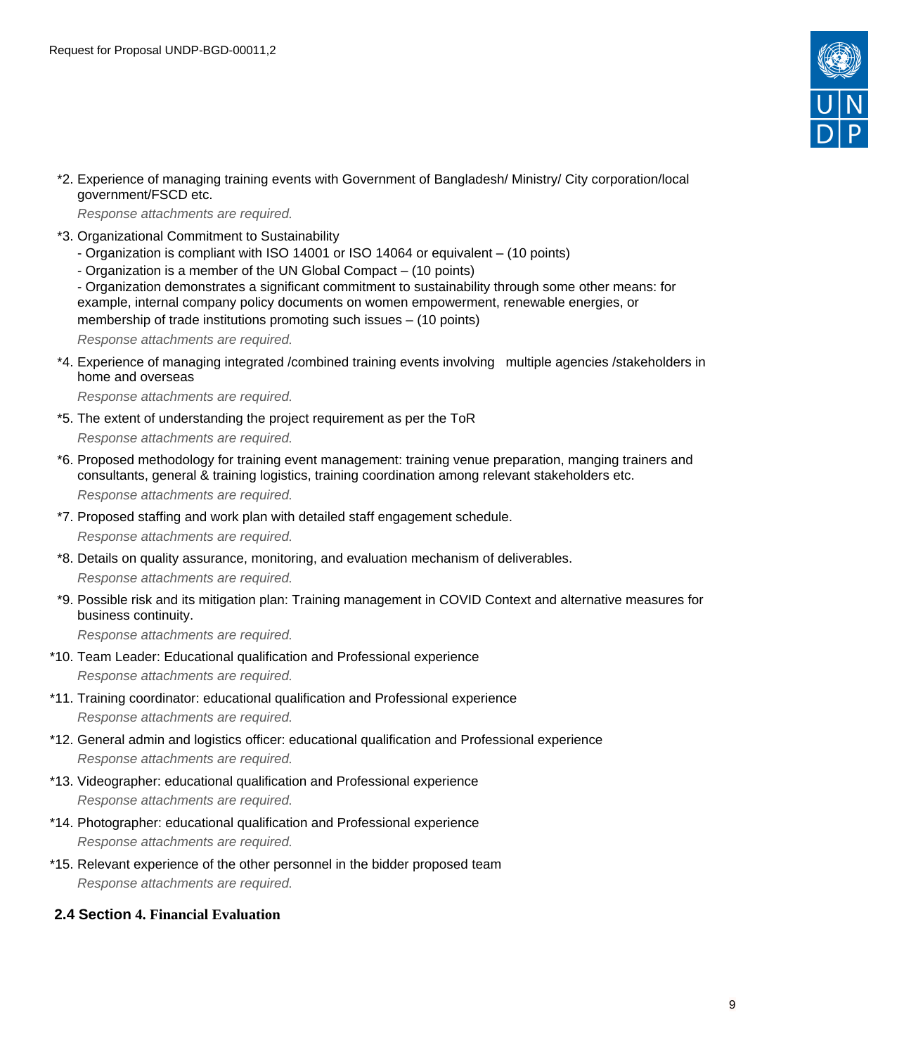*2. Experience of managing training events with Government of Bangladesh/ Ministry/ City corporation/local government/FSCD etc.

*Response attachments are required.*

*3. Organizational Commitment to Sustainability
- Organization is compliant with ISO 14001 or ISO 14064 or equivalent – (10 points)
- Organization is a member of the UN Global Compact – (10 points)
- Organization demonstrates a significant commitment to sustainability through some other means: for example, internal company policy documents on women empowerment, renewable energies, or membership of trade institutions promoting such issues – (10 points)

*Response attachments are required.*

*4. Experience of managing integrated /combined training events involving multiple agencies /stakeholders in home and overseas

*Response attachments are required.*

*5. The extent of understanding the project requirement as per the ToR

*Response attachments are required.*

*6. Proposed methodology for training event management: training venue preparation, manging trainers and consultants, general & training logistics, training coordination among relevant stakeholders etc.

*Response attachments are required.*

*7. Proposed staffing and work plan with detailed staff engagement schedule.

*Response attachments are required.*

*8. Details on quality assurance, monitoring, and evaluation mechanism of deliverables.

*Response attachments are required.*

*9. Possible risk and its mitigation plan: Training management in COVID Context and alternative measures for business continuity.

*Response attachments are required.*

*10. Team Leader: Educational qualification and Professional experience

*Response attachments are required.*

*11. Training coordinator: educational qualification and Professional experience

*Response attachments are required.*

*12. General admin and logistics officer: educational qualification and Professional experience

*Response attachments are required.*

*13. Videographer: educational qualification and Professional experience

*Response attachments are required.*

*14. Photographer: educational qualification and Professional experience

*Response attachments are required.*

*15. Relevant experience of the other personnel in the bidder proposed team

*Response attachments are required.*

### 2.4 Section 4. Financial Evaluation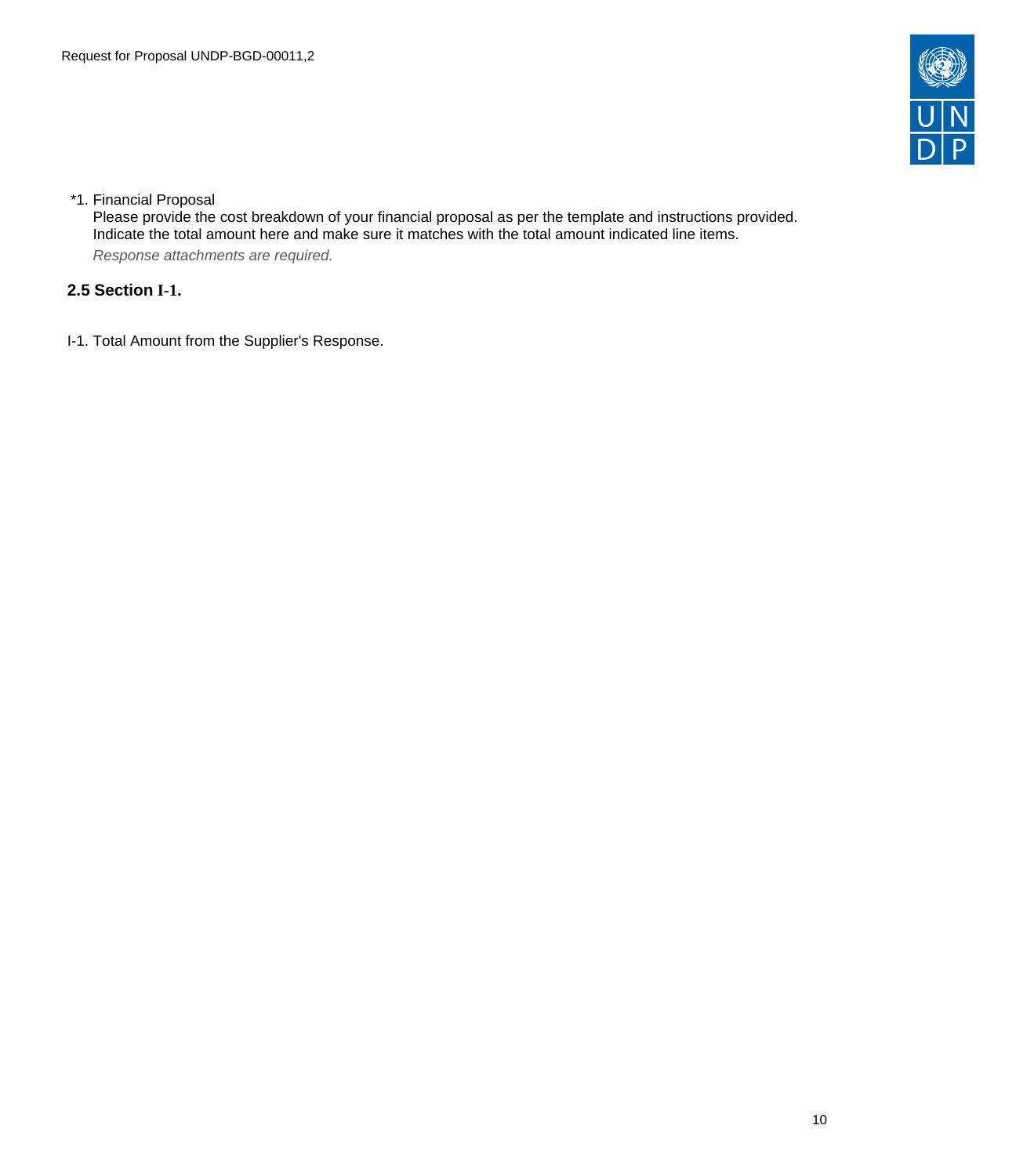*1. Financial Proposal

Please provide the cost breakdown of your financial proposal as per the template and instructions provided. Indicate the total amount here and make sure it matches with the total amount indicated line items.

*Response attachments are required.*

## 2.5 Section I-1.

I-1. Total Amount from the Supplier's Response.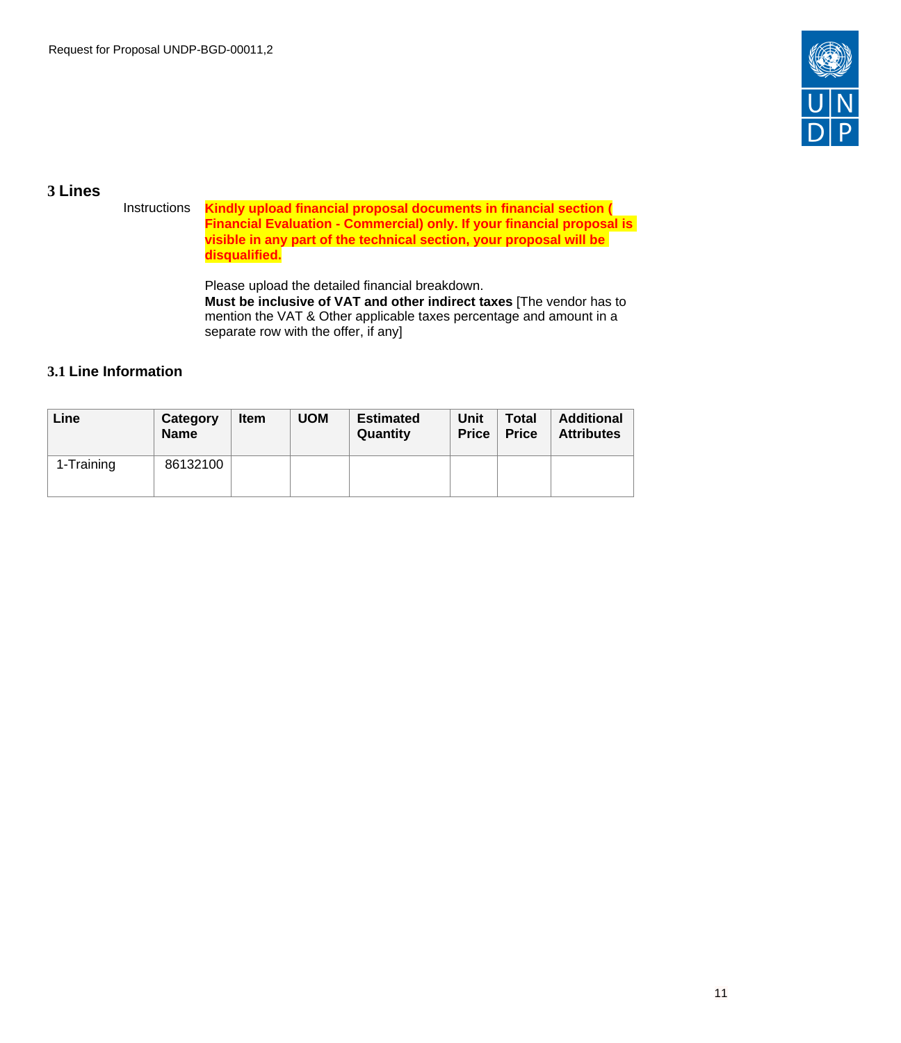## 3 Lines

Instructions

**Kindly upload financial proposal documents in financial section ( Financial Evaluation - Commercial) only. If your financial proposal is visible in any part of the technical section, your proposal will be disqualified.**

Please upload the detailed financial breakdown.
**Must be inclusive of VAT and other indirect taxes** [The vendor has to mention the VAT & Other applicable taxes percentage and amount in a separate row with the offer, if any]

### 3.1 Line Information

| Line | Category Name | Item | UOM | Estimated Quantity | Unit Price | Total Price | Additional Attributes |
|---|---|---|---|---|---|---|---|
| 1-Training | 86132100 | | | | | | |